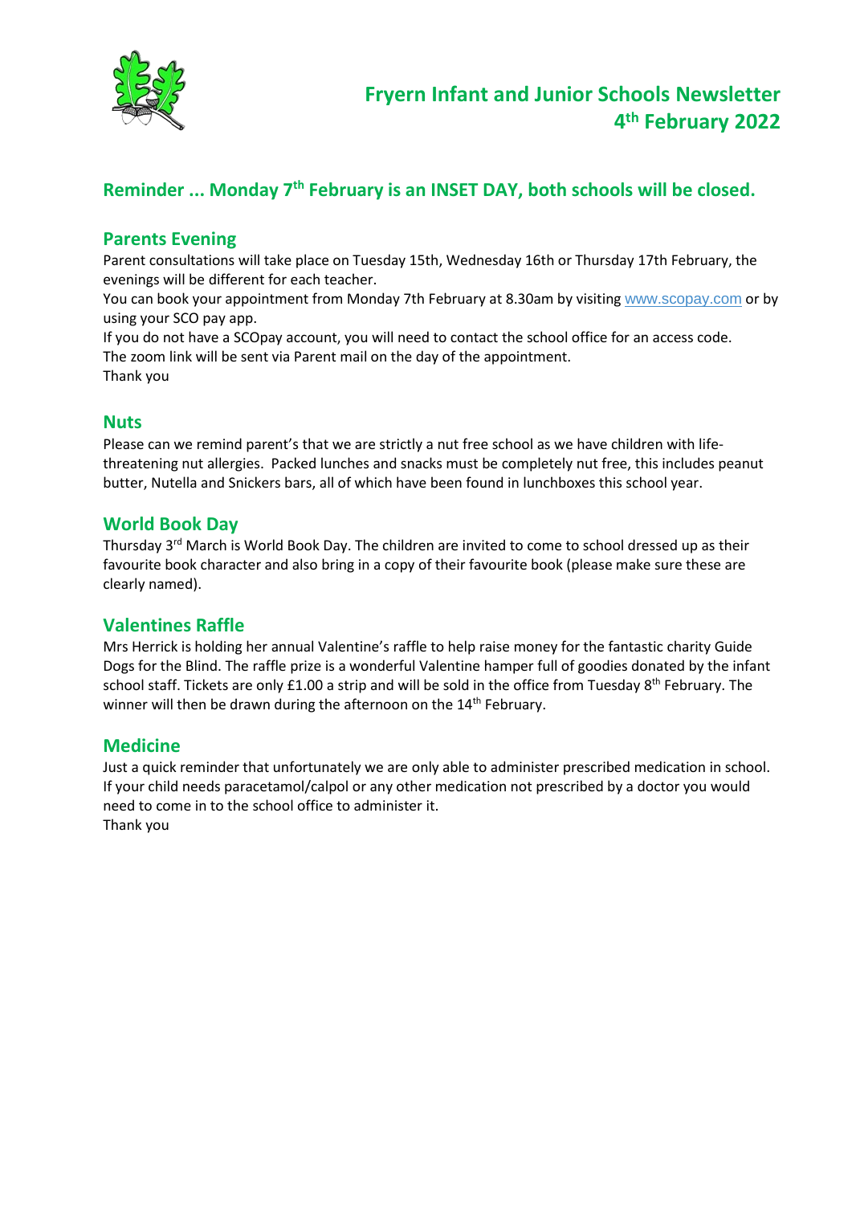# Fryern Infant and Junior Schools Newsletter
# 4th February 2022

## Reminder ... Monday 7th February is an INSET DAY, both schools will be closed.

## Parents Evening

Parent consultations will take place on Tuesday 15th, Wednesday 16th or Thursday 17th February, the evenings will be different for each teacher.

You can book your appointment from Monday 7th February at 8.30am by visiting www.scopay.com or by using your SCO pay app.

If you do not have a SCOpay account, you will need to contact the school office for an access code.

The zoom link will be sent via Parent mail on the day of the appointment.

Thank you

## Nuts

Please can we remind parent's that we are strictly a nut free school as we have children with life-threatening nut allergies. Packed lunches and snacks must be completely nut free, this includes peanut butter, Nutella and Snickers bars, all of which have been found in lunchboxes this school year.

## World Book Day

Thursday 3rd March is World Book Day. The children are invited to come to school dressed up as their favourite book character and also bring in a copy of their favourite book (please make sure these are clearly named).

## Valentines Raffle

Mrs Herrick is holding her annual Valentine's raffle to help raise money for the fantastic charity Guide Dogs for the Blind. The raffle prize is a wonderful Valentine hamper full of goodies donated by the infant school staff. Tickets are only £1.00 a strip and will be sold in the office from Tuesday 8th February. The winner will then be drawn during the afternoon on the 14th February.

## Medicine

Just a quick reminder that unfortunately we are only able to administer prescribed medication in school. If your child needs paracetamol/calpol or any other medication not prescribed by a doctor you would need to come in to the school office to administer it.

Thank you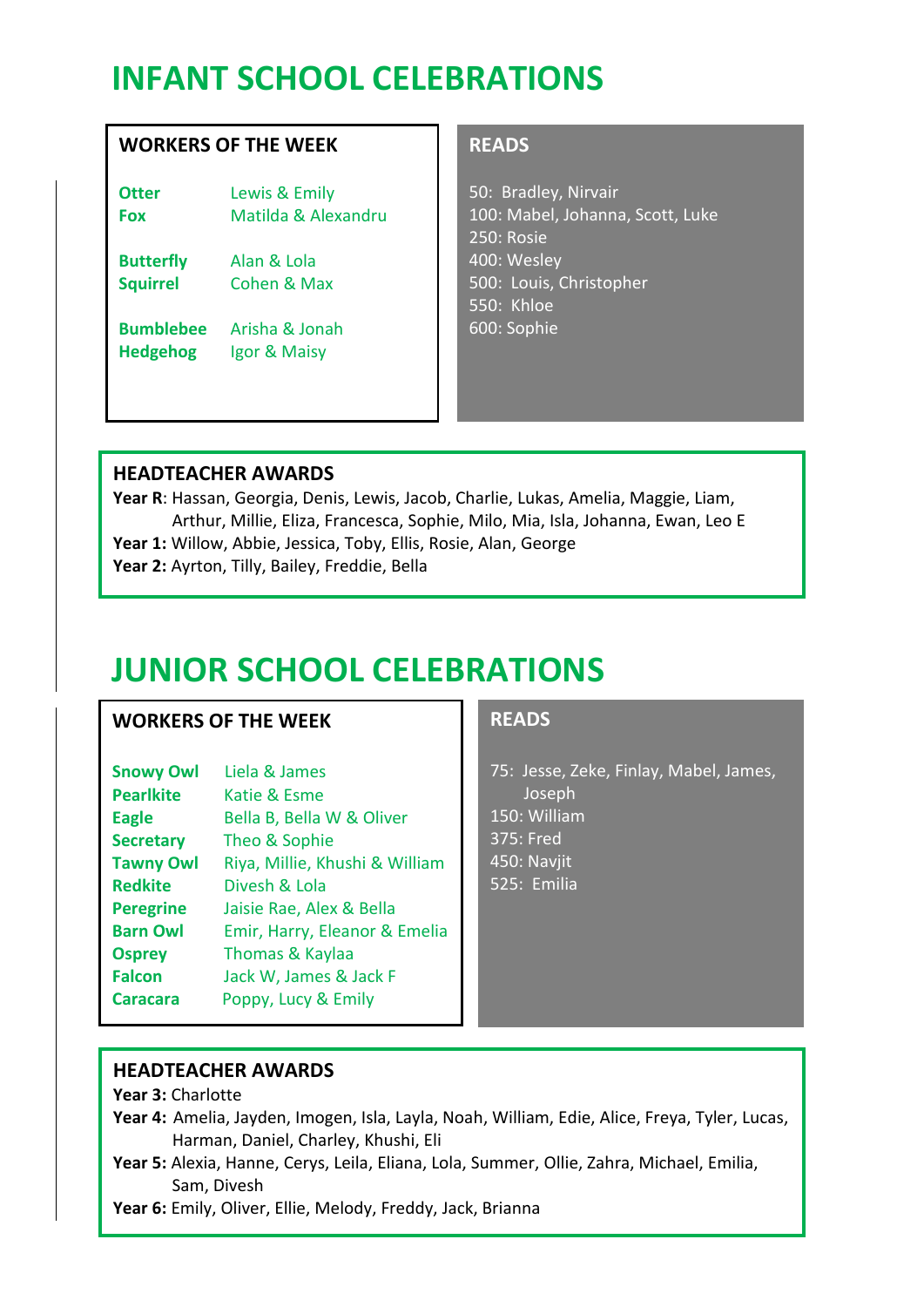# INFANT SCHOOL CELEBRATIONS

## WORKERS OF THE WEEK

| Class | Names |
|---|---|
| **Otter** | Lewis & Emily |
| **Fox** | Matilda & Alexandru |
| **Butterfly** | Alan & Lola |
| **Squirrel** | Cohen & Max |
| **Bumblebee** | Arisha & Jonah |
| **Hedgehog** | Igor & Maisy |

## READS

50: Bradley, Nirvair
100: Mabel, Johanna, Scott, Luke
250: Rosie
400: Wesley
500: Louis, Christopher
550: Khloe
600: Sophie

## HEADTEACHER AWARDS

**Year R**: Hassan, Georgia, Denis, Lewis, Jacob, Charlie, Lukas, Amelia, Maggie, Liam, Arthur, Millie, Eliza, Francesca, Sophie, Milo, Mia, Isla, Johanna, Ewan, Leo E
**Year 1:** Willow, Abbie, Jessica, Toby, Ellis, Rosie, Alan, George
**Year 2:** Ayrton, Tilly, Bailey, Freddie, Bella

# JUNIOR SCHOOL CELEBRATIONS

## WORKERS OF THE WEEK

| Class | Names |
|---|---|
| **Snowy Owl** | Liela & James |
| **Pearlkite** | Katie & Esme |
| **Eagle** | Bella B, Bella W & Oliver |
| **Secretary** | Theo & Sophie |
| **Tawny Owl** | Riya, Millie, Khushi & William |
| **Redkite** | Divesh & Lola |
| **Peregrine** | Jaisie Rae, Alex & Bella |
| **Barn Owl** | Emir, Harry, Eleanor & Emelia |
| **Osprey** | Thomas & Kaylaa |
| **Falcon** | Jack W, James & Jack F |
| **Caracara** | Poppy, Lucy & Emily |

## READS

75: Jesse, Zeke, Finlay, Mabel, James, Joseph
150: William
375: Fred
450: Navjit
525: Emilia

## HEADTEACHER AWARDS

**Year 3:** Charlotte
**Year 4:** Amelia, Jayden, Imogen, Isla, Layla, Noah, William, Edie, Alice, Freya, Tyler, Lucas, Harman, Daniel, Charley, Khushi, Eli
**Year 5:** Alexia, Hanne, Cerys, Leila, Eliana, Lola, Summer, Ollie, Zahra, Michael, Emilia, Sam, Divesh
**Year 6:** Emily, Oliver, Ellie, Melody, Freddy, Jack, Brianna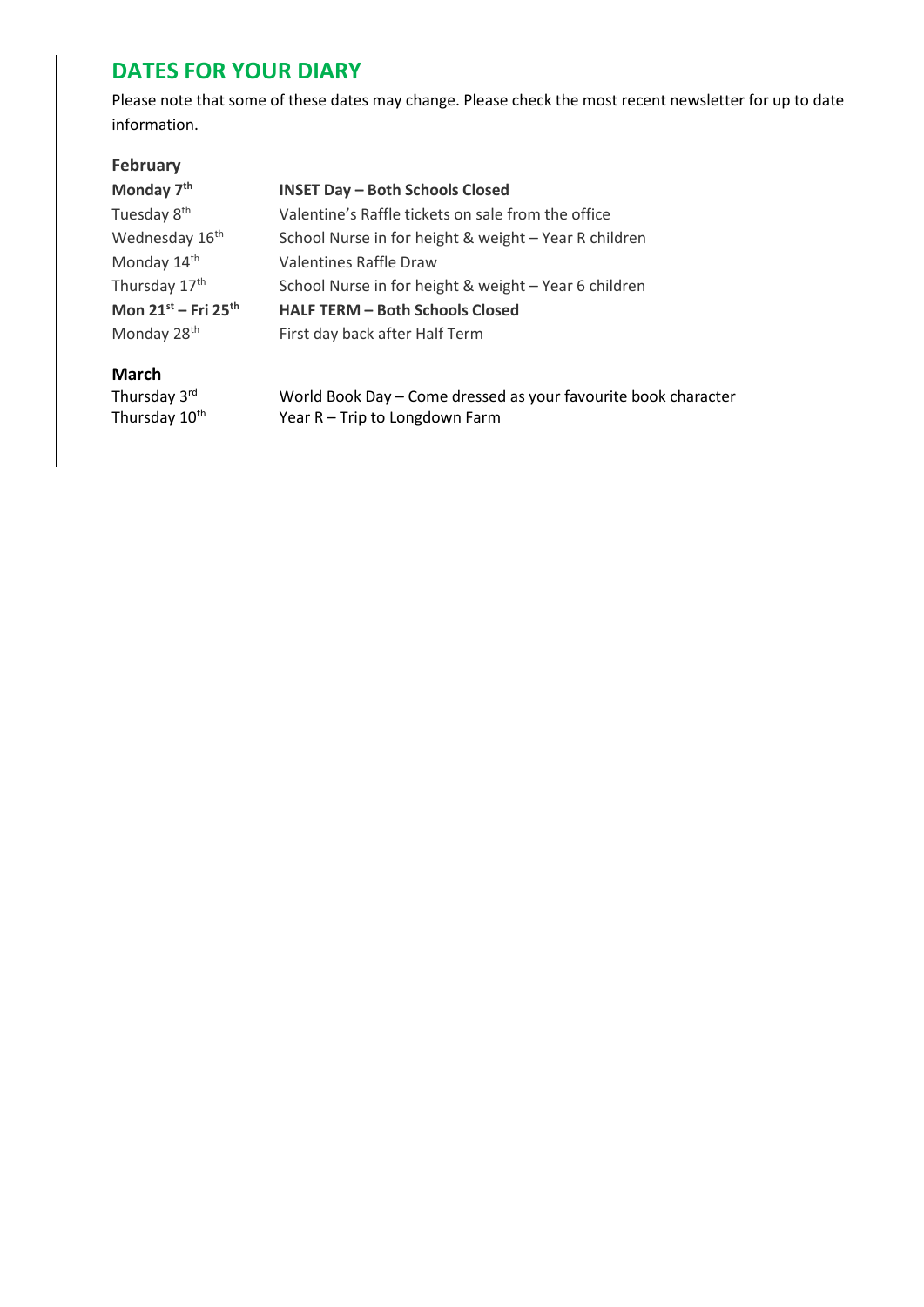## DATES FOR YOUR DIARY

Please note that some of these dates may change. Please check the most recent newsletter for up to date information.

### February

| | |
|---|---|
| **Monday 7th** | **INSET Day – Both Schools Closed** |
| Tuesday 8th | Valentine's Raffle tickets on sale from the office |
| Wednesday 16th | School Nurse in for height & weight – Year R children |
| Monday 14th | Valentines Raffle Draw |
| Thursday 17th | School Nurse in for height & weight – Year 6 children |
| **Mon 21st – Fri 25th** | **HALF TERM – Both Schools Closed** |
| Monday 28th | First day back after Half Term |

### March

| | |
|---|---|
| Thursday 3rd | World Book Day – Come dressed as your favourite book character |
| Thursday 10th | Year R – Trip to Longdown Farm |